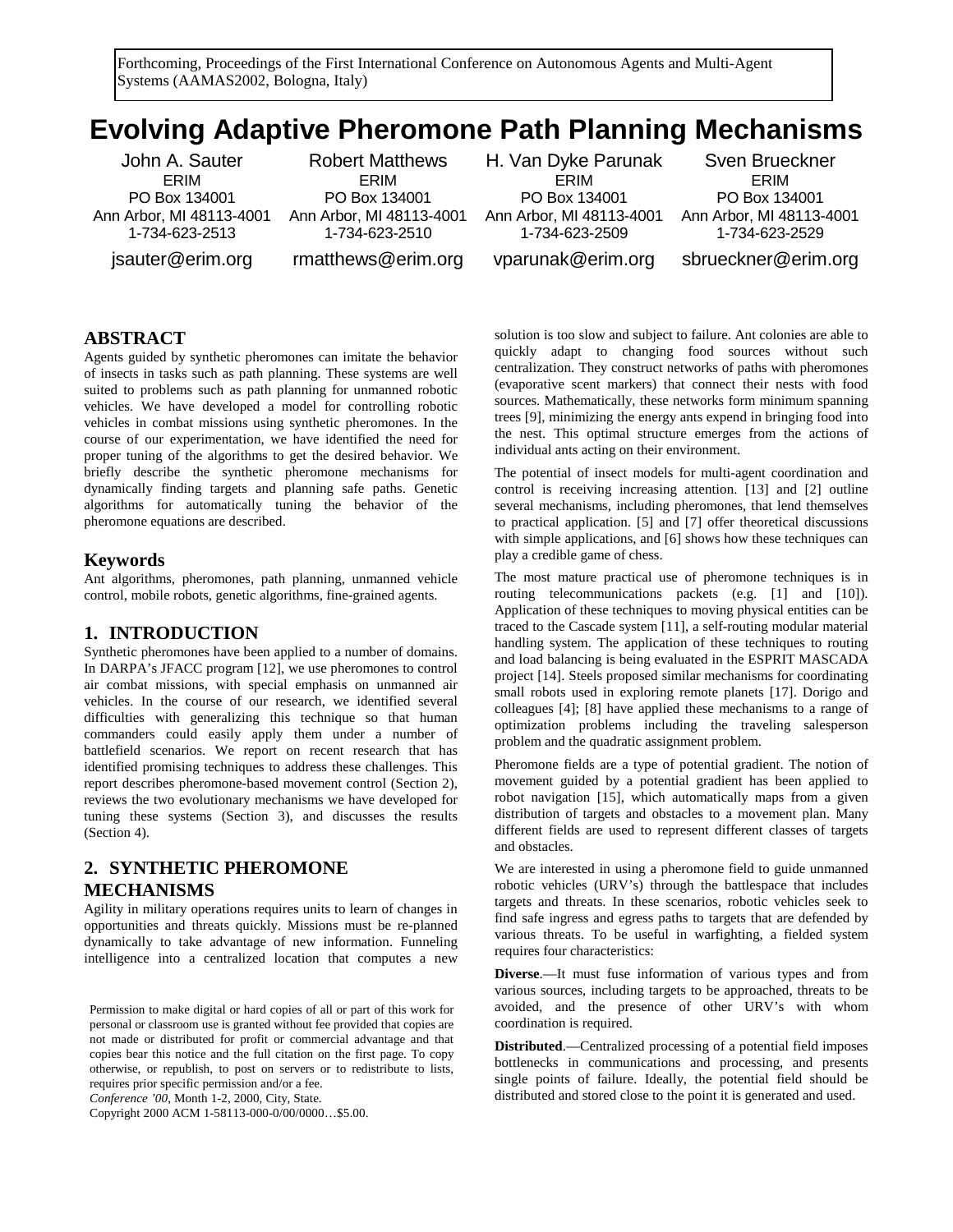Forthcoming, Proceedings of the First International Conference on Autonomous Agents and Multi-Agent Systems (AAMAS2002, Bologna, Italy)

# Evolving Adaptive Pheromone Path Planning Mechanisms

John A. Sauter
ERIM
PO Box 134001
Ann Arbor, MI 48113-4001
1-734-623-2513
jsauter@erim.org

Robert Matthews
ERIM
PO Box 134001
Ann Arbor, MI 48113-4001
1-734-623-2510
rmatthews@erim.org

H. Van Dyke Parunak
ERIM
PO Box 134001
Ann Arbor, MI 48113-4001
1-734-623-2509
vparunak@erim.org

Sven Brueckner
ERIM
PO Box 134001
Ann Arbor, MI 48113-4001
1-734-623-2529
sbrueckner@erim.org

## ABSTRACT

Agents guided by synthetic pheromones can imitate the behavior of insects in tasks such as path planning. These systems are well suited to problems such as path planning for unmanned robotic vehicles. We have developed a model for controlling robotic vehicles in combat missions using synthetic pheromones. In the course of our experimentation, we have identified the need for proper tuning of the algorithms to get the desired behavior. We briefly describe the synthetic pheromone mechanisms for dynamically finding targets and planning safe paths. Genetic algorithms for automatically tuning the behavior of the pheromone equations are described.

### Keywords

Ant algorithms, pheromones, path planning, unmanned vehicle control, mobile robots, genetic algorithms, fine-grained agents.

## 1. INTRODUCTION

Synthetic pheromones have been applied to a number of domains. In DARPA's JFACC program [12], we use pheromones to control air combat missions, with special emphasis on unmanned air vehicles. In the course of our research, we identified several difficulties with generalizing this technique so that human commanders could easily apply them under a number of battlefield scenarios. We report on recent research that has identified promising techniques to address these challenges. This report describes pheromone-based movement control (Section 2), reviews the two evolutionary mechanisms we have developed for tuning these systems (Section 3), and discusses the results (Section 4).

## 2. SYNTHETIC PHEROMONE MECHANISMS

Agility in military operations requires units to learn of changes in opportunities and threats quickly. Missions must be re-planned dynamically to take advantage of new information. Funneling intelligence into a centralized location that computes a new solution is too slow and subject to failure. Ant colonies are able to quickly adapt to changing food sources without such centralization. They construct networks of paths with pheromones (evaporative scent markers) that connect their nests with food sources. Mathematically, these networks form minimum spanning trees [9], minimizing the energy ants expend in bringing food into the nest. This optimal structure emerges from the actions of individual ants acting on their environment.

The potential of insect models for multi-agent coordination and control is receiving increasing attention. [13] and [2] outline several mechanisms, including pheromones, that lend themselves to practical application. [5] and [7] offer theoretical discussions with simple applications, and [6] shows how these techniques can play a credible game of chess.

The most mature practical use of pheromone techniques is in routing telecommunications packets (e.g. [1] and [10]). Application of these techniques to moving physical entities can be traced to the Cascade system [11], a self-routing modular material handling system. The application of these techniques to routing and load balancing is being evaluated in the ESPRIT MASCADA project [14]. Steels proposed similar mechanisms for coordinating small robots used in exploring remote planets [17]. Dorigo and colleagues [4]; [8] have applied these mechanisms to a range of optimization problems including the traveling salesperson problem and the quadratic assignment problem.

Pheromone fields are a type of potential gradient. The notion of movement guided by a potential gradient has been applied to robot navigation [15], which automatically maps from a given distribution of targets and obstacles to a movement plan. Many different fields are used to represent different classes of targets and obstacles.

We are interested in using a pheromone field to guide unmanned robotic vehicles (URV's) through the battlespace that includes targets and threats. In these scenarios, robotic vehicles seek to find safe ingress and egress paths to targets that are defended by various threats. To be useful in warfighting, a fielded system requires four characteristics:

**Diverse**.—It must fuse information of various types and from various sources, including targets to be approached, threats to be avoided, and the presence of other URV's with whom coordination is required.

**Distributed**.—Centralized processing of a potential field imposes bottlenecks in communications and processing, and presents single points of failure. Ideally, the potential field should be distributed and stored close to the point it is generated and used.

Permission to make digital or hard copies of all or part of this work for personal or classroom use is granted without fee provided that copies are not made or distributed for profit or commercial advantage and that copies bear this notice and the full citation on the first page. To copy otherwise, or republish, to post on servers or to redistribute to lists, requires prior specific permission and/or a fee.
*Conference '00*, Month 1-2, 2000, City, State.
Copyright 2000 ACM 1-58113-000-0/00/0000…$5.00.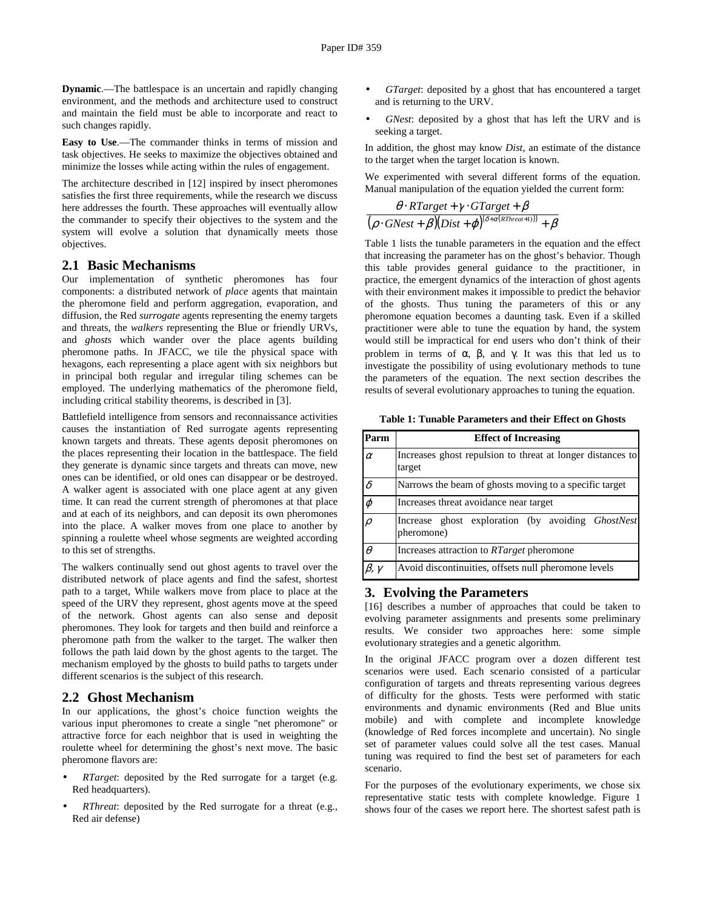**Dynamic**.—The battlespace is an uncertain and rapidly changing environment, and the methods and architecture used to construct and maintain the field must be able to incorporate and react to such changes rapidly.

**Easy to Use**.—The commander thinks in terms of mission and task objectives. He seeks to maximize the objectives obtained and minimize the losses while acting within the rules of engagement.

The architecture described in [12] inspired by insect pheromones satisfies the first three requirements, while the research we discuss here addresses the fourth. These approaches will eventually allow the commander to specify their objectives to the system and the system will evolve a solution that dynamically meets those objectives.

## 2.1 Basic Mechanisms

Our implementation of synthetic pheromones has four components: a distributed network of *place* agents that maintain the pheromone field and perform aggregation, evaporation, and diffusion, the Red *surrogate* agents representing the enemy targets and threats, the *walkers* representing the Blue or friendly URVs, and *ghosts* which wander over the place agents building pheromone paths. In JFACC, we tile the physical space with hexagons, each representing a place agent with six neighbors but in principal both regular and irregular tiling schemes can be employed. The underlying mathematics of the pheromone field, including critical stability theorems, is described in [3].

Battlefield intelligence from sensors and reconnaissance activities causes the instantiation of Red surrogate agents representing known targets and threats. These agents deposit pheromones on the places representing their location in the battlespace. The field they generate is dynamic since targets and threats can move, new ones can be identified, or old ones can disappear or be destroyed. A walker agent is associated with one place agent at any given time. It can read the current strength of pheromones at that place and at each of its neighbors, and can deposit its own pheromones into the place. A walker moves from one place to another by spinning a roulette wheel whose segments are weighted according to this set of strengths.

The walkers continually send out ghost agents to travel over the distributed network of place agents and find the safest, shortest path to a target, While walkers move from place to place at the speed of the URV they represent, ghost agents move at the speed of the network. Ghost agents can also sense and deposit pheromones. They look for targets and then build and reinforce a pheromone path from the walker to the target. The walker then follows the path laid down by the ghost agents to the target. The mechanism employed by the ghosts to build paths to targets under different scenarios is the subject of this research.

## 2.2 Ghost Mechanism

In our applications, the ghost's choice function weights the various input pheromones to create a single "net pheromone" or attractive force for each neighbor that is used in weighting the roulette wheel for determining the ghost's next move. The basic pheromone flavors are:

- *RTarget*: deposited by the Red surrogate for a target (e.g. Red headquarters).
- *RThreat*: deposited by the Red surrogate for a threat (e.g., Red air defense)
- *GTarget*: deposited by a ghost that has encountered a target and is returning to the URV.
- *GNest*: deposited by a ghost that has left the URV and is seeking a target.

In addition, the ghost may know *Dist*, an estimate of the distance to the target when the target location is known.

We experimented with several different forms of the equation. Manual manipulation of the equation yielded the current form:

$$\frac{\theta \cdot RTarget + \gamma \cdot GTarget + \beta}{(\rho \cdot GNest + \beta)(Dist + \phi)^{(\delta + \alpha(RThreat + 1))} + \beta}$$

Table 1 lists the tunable parameters in the equation and the effect that increasing the parameter has on the ghost's behavior. Though this table provides general guidance to the practitioner, in practice, the emergent dynamics of the interaction of ghost agents with their environment makes it impossible to predict the behavior of the ghosts. Thus tuning the parameters of this or any pheromone equation becomes a daunting task. Even if a skilled practitioner were able to tune the equation by hand, the system would still be impractical for end users who don't think of their problem in terms of α, β, and γ. It was this that led us to investigate the possibility of using evolutionary methods to tune the parameters of the equation. The next section describes the results of several evolutionary approaches to tuning the equation.

**Table 1: Tunable Parameters and their Effect on Ghosts**

| Parm | Effect of Increasing |
|---|---|
| $\alpha$ | Increases ghost repulsion to threat at longer distances to target |
| $\delta$ | Narrows the beam of ghosts moving to a specific target |
| $\phi$ | Increases threat avoidance near target |
| $\rho$ | Increase ghost exploration (by avoiding *GhostNest* pheromone) |
| $\theta$ | Increases attraction to *RTarget* pheromone |
| $\beta$, $\gamma$ | Avoid discontinuities, offsets null pheromone levels |

# 3. Evolving the Parameters

[16] describes a number of approaches that could be taken to evolving parameter assignments and presents some preliminary results. We consider two approaches here: some simple evolutionary strategies and a genetic algorithm.

In the original JFACC program over a dozen different test scenarios were used. Each scenario consisted of a particular configuration of targets and threats representing various degrees of difficulty for the ghosts. Tests were performed with static environments and dynamic environments (Red and Blue units mobile) and with complete and incomplete knowledge (knowledge of Red forces incomplete and uncertain). No single set of parameter values could solve all the test cases. Manual tuning was required to find the best set of parameters for each scenario.

For the purposes of the evolutionary experiments, we chose six representative static tests with complete knowledge. Figure 1 shows four of the cases we report here. The shortest safest path is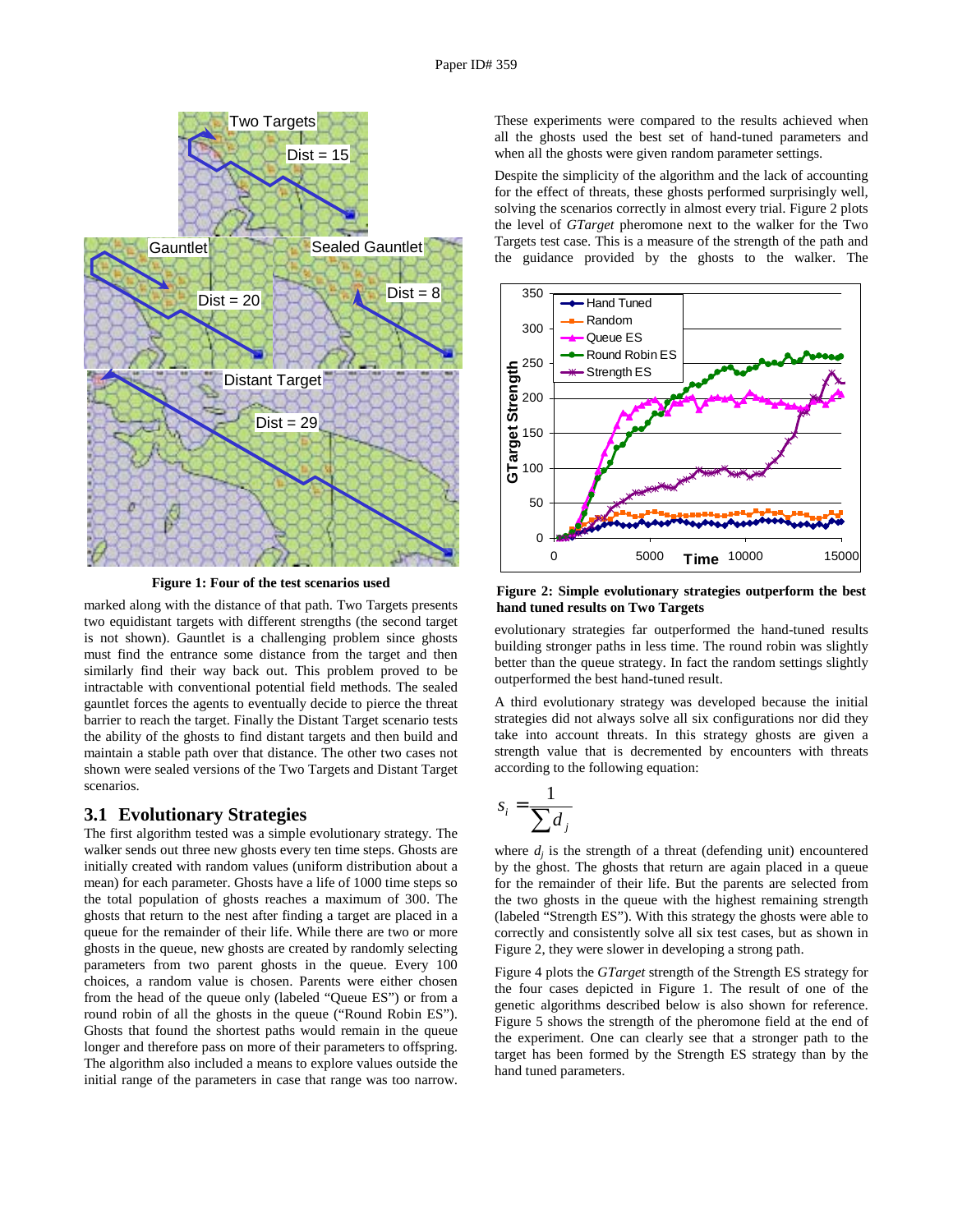Figure 1: Four of the test scenarios used

marked along with the distance of that path. Two Targets presents two equidistant targets with different strengths (the second target is not shown). Gauntlet is a challenging problem since ghosts must find the entrance some distance from the target and then similarly find their way back out. This problem proved to be intractable with conventional potential field methods. The sealed gauntlet forces the agents to eventually decide to pierce the threat barrier to reach the target. Finally the Distant Target scenario tests the ability of the ghosts to find distant targets and then build and maintain a stable path over that distance. The other two cases not shown were sealed versions of the Two Targets and Distant Target scenarios.

## 3.1 Evolutionary Strategies

The first algorithm tested was a simple evolutionary strategy. The walker sends out three new ghosts every ten time steps. Ghosts are initially created with random values (uniform distribution about a mean) for each parameter. Ghosts have a life of 1000 time steps so the total population of ghosts reaches a maximum of 300. The ghosts that return to the nest after finding a target are placed in a queue for the remainder of their life. While there are two or more ghosts in the queue, new ghosts are created by randomly selecting parameters from two parent ghosts in the queue. Every 100 choices, a random value is chosen. Parents were either chosen from the head of the queue only (labeled "Queue ES") or from a round robin of all the ghosts in the queue ("Round Robin ES"). Ghosts that found the shortest paths would remain in the queue longer and therefore pass on more of their parameters to offspring. The algorithm also included a means to explore values outside the initial range of the parameters in case that range was too narrow.

These experiments were compared to the results achieved when all the ghosts used the best set of hand-tuned parameters and when all the ghosts were given random parameter settings.

Despite the simplicity of the algorithm and the lack of accounting for the effect of threats, these ghosts performed surprisingly well, solving the scenarios correctly in almost every trial. Figure 2 plots the level of *GTarget* pheromone next to the walker for the Two Targets test case. This is a measure of the strength of the path and the guidance provided by the ghosts to the walker. The evolutionary strategies far outperformed the hand-tuned results building stronger paths in less time. The round robin was slightly better than the queue strategy. In fact the random settings slightly outperformed the best hand-tuned result.

Figure 2: Simple evolutionary strategies outperform the best hand tuned results on Two Targets

A third evolutionary strategy was developed because the initial strategies did not always solve all six configurations nor did they take into account threats. In this strategy ghosts are given a strength value that is decremented by encounters with threats according to the following equation:

$$s_i = \frac{1}{\sum d_j}$$

where $d_j$ is the strength of a threat (defending unit) encountered by the ghost. The ghosts that return are again placed in a queue for the remainder of their life. But the parents are selected from the two ghosts in the queue with the highest remaining strength (labeled "Strength ES"). With this strategy the ghosts were able to correctly and consistently solve all six test cases, but as shown in Figure 2, they were slower in developing a strong path.

Figure 4 plots the *GTarget* strength of the Strength ES strategy for the four cases depicted in Figure 1. The result of one of the genetic algorithms described below is also shown for reference. Figure 5 shows the strength of the pheromone field at the end of the experiment. One can clearly see that a stronger path to the target has been formed by the Strength ES strategy than by the hand tuned parameters.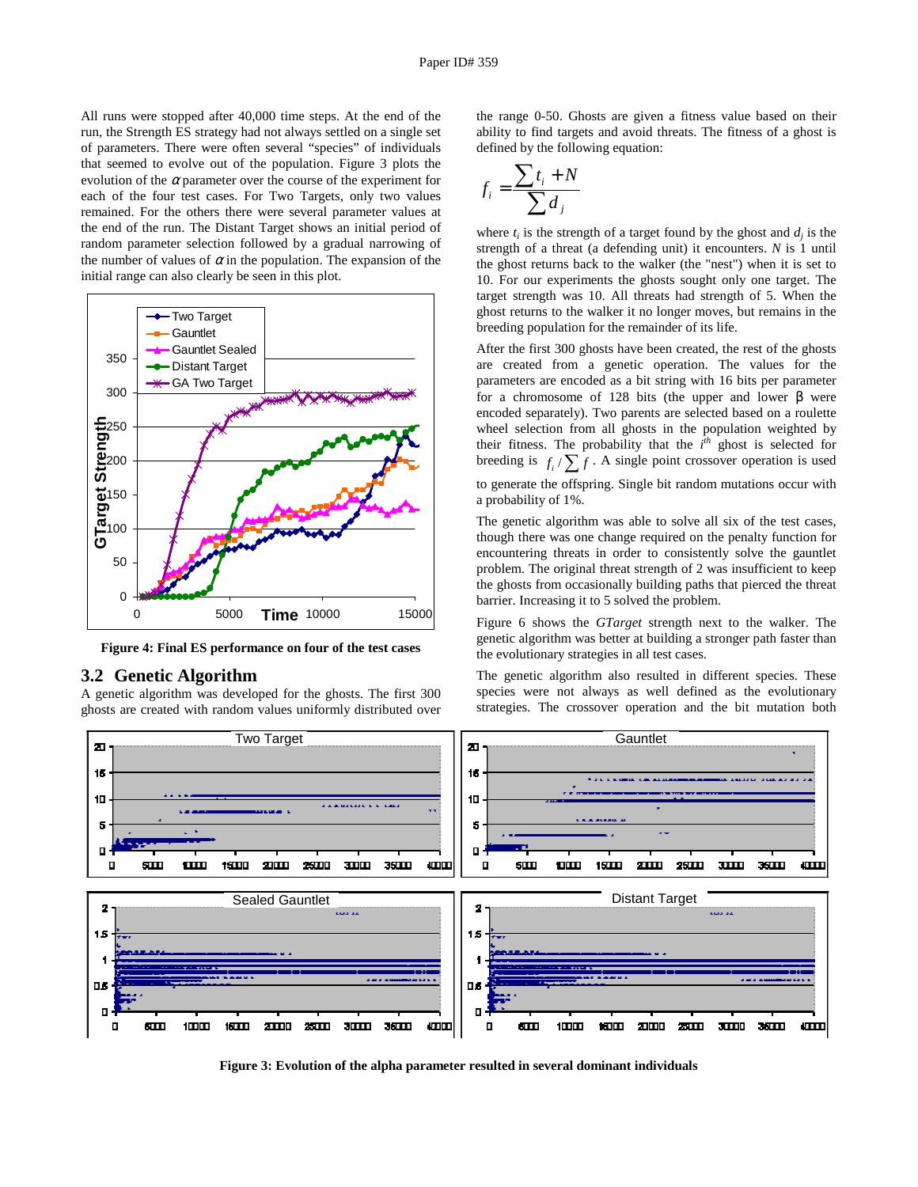All runs were stopped after 40,000 time steps. At the end of the run, the Strength ES strategy had not always settled on a single set of parameters. There were often several "species" of individuals that seemed to evolve out of the population. Figure 3 plots the evolution of the $\alpha$ parameter over the course of the experiment for each of the four test cases. For Two Targets, only two values remained. For the others there were several parameter values at the end of the run. The Distant Target shows an initial period of random parameter selection followed by a gradual narrowing of the number of values of $\alpha$ in the population. The expansion of the initial range can also clearly be seen in this plot.

**Figure 4: Final ES performance on four of the test cases**

## 3.2 Genetic Algorithm

A genetic algorithm was developed for the ghosts. The first 300 ghosts are created with random values uniformly distributed over the range 0-50. Ghosts are given a fitness value based on their ability to find targets and avoid threats. The fitness of a ghost is defined by the following equation:

$$f_i = \frac{\sum t_i + N}{\sum d_j}$$

where $t_i$ is the strength of a target found by the ghost and $d_j$ is the strength of a threat (a defending unit) it encounters. $N$ is 1 until the ghost returns back to the walker (the "nest") when it is set to 10. For our experiments the ghosts sought only one target. The target strength was 10. All threats had strength of 5. When the ghost returns to the walker it no longer moves, but remains in the breeding population for the remainder of its life.

After the first 300 ghosts have been created, the rest of the ghosts are created from a genetic operation. The values for the parameters are encoded as a bit string with 16 bits per parameter for a chromosome of 128 bits (the upper and lower $\beta$ were encoded separately). Two parents are selected based on a roulette wheel selection from all ghosts in the population weighted by their fitness. The probability that the $i^{th}$ ghost is selected for breeding is $f_i / \sum f$. A single point crossover operation is used to generate the offspring. Single bit random mutations occur with a probability of 1%.

The genetic algorithm was able to solve all six of the test cases, though there was one change required on the penalty function for encountering threats in order to consistently solve the gauntlet problem. The original threat strength of 2 was insufficient to keep the ghosts from occasionally building paths that pierced the threat barrier. Increasing it to 5 solved the problem.

Figure 6 shows the *GTarget* strength next to the walker. The genetic algorithm was better at building a stronger path faster than the evolutionary strategies in all test cases.

The genetic algorithm also resulted in different species. These species were not always as well defined as the evolutionary strategies. The crossover operation and the bit mutation both

**Figure 3: Evolution of the alpha parameter resulted in several dominant individuals**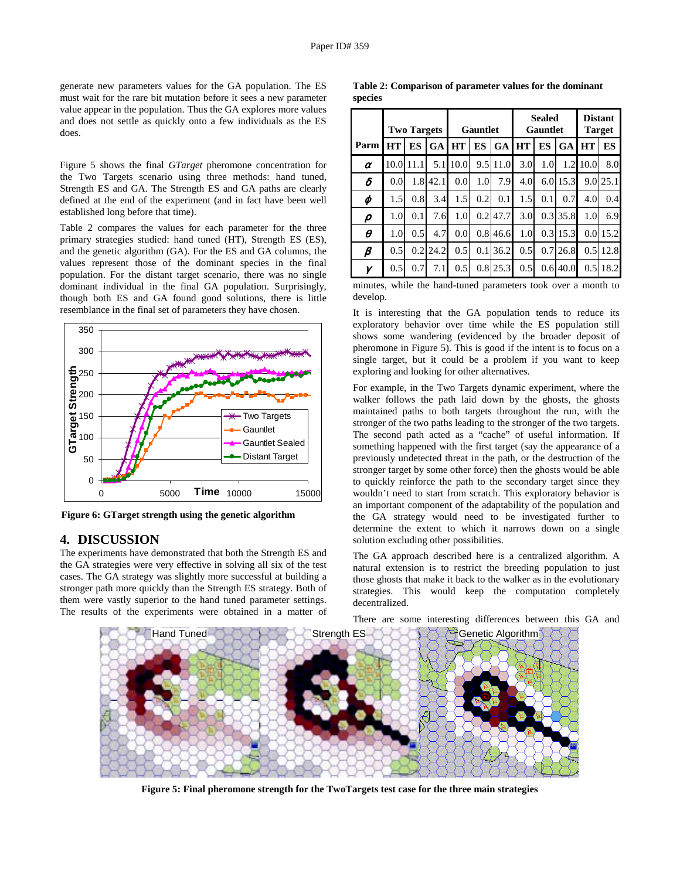generate new parameters values for the GA population. The ES must wait for the rare bit mutation before it sees a new parameter value appear in the population. Thus the GA explores more values and does not settle as quickly onto a few individuals as the ES does.

Figure 5 shows the final *GTarget* pheromone concentration for the Two Targets scenario using three methods: hand tuned, Strength ES and GA. The Strength ES and GA paths are clearly defined at the end of the experiment (and in fact have been well established long before that time).

Table 2 compares the values for each parameter for the three primary strategies studied: hand tuned (HT), Strength ES (ES), and the genetic algorithm (GA). For the ES and GA columns, the values represent those of the dominant species in the final population. For the distant target scenario, there was no single dominant individual in the final GA population. Surprisingly, though both ES and GA found good solutions, there is little resemblance in the final set of parameters they have chosen.

**Figure 6: GTarget strength using the genetic algorithm**

## 4. DISCUSSION

The experiments have demonstrated that both the Strength ES and the GA strategies were very effective in solving all six of the test cases. The GA strategy was slightly more successful at building a stronger path more quickly than the Strength ES strategy. Both of them were vastly superior to the hand tuned parameter settings. The results of the experiments were obtained in a matter of minutes, while the hand-tuned parameters took over a month to develop.

**Table 2: Comparison of parameter values for the dominant species**

| | Two Targets | | | Gauntlet | | | Sealed Gauntlet | | | Distant Target | |
|---|---|---|---|---|---|---|---|---|---|---|---|
| Parm | HT | ES | GA | HT | ES | GA | HT | ES | GA | HT | ES |
| $\alpha$ | 10.0 | 11.1 | 5.1 | 10.0 | 9.5 | 11.0 | 3.0 | 1.0 | 1.2 | 10.0 | 8.0 |
| $\delta$ | 0.0 | 1.8 | 42.1 | 0.0 | 1.0 | 7.9 | 4.0 | 6.0 | 15.3 | 9.0 | 25.1 |
| $\phi$ | 1.5 | 0.8 | 3.4 | 1.5 | 0.2 | 0.1 | 1.5 | 0.1 | 0.7 | 4.0 | 0.4 |
| $\rho$ | 1.0 | 0.1 | 7.6 | 1.0 | 0.2 | 47.7 | 3.0 | 0.3 | 35.8 | 1.0 | 6.9 |
| $\theta$ | 1.0 | 0.5 | 4.7 | 0.0 | 0.8 | 46.6 | 1.0 | 0.3 | 15.3 | 0.0 | 15.2 |
| $\beta$ | 0.5 | 0.2 | 24.2 | 0.5 | 0.1 | 36.2 | 0.5 | 0.7 | 26.8 | 0.5 | 12.8 |
| $\gamma$ | 0.5 | 0.7 | 7.1 | 0.5 | 0.8 | 25.3 | 0.5 | 0.6 | 40.0 | 0.5 | 18.2 |

It is interesting that the GA population tends to reduce its exploratory behavior over time while the ES population still shows some wandering (evidenced by the broader deposit of pheromone in Figure 5). This is good if the intent is to focus on a single target, but it could be a problem if you want to keep exploring and looking for other alternatives.

For example, in the Two Targets dynamic experiment, where the walker follows the path laid down by the ghosts, the ghosts maintained paths to both targets throughout the run, with the stronger of the two paths leading to the stronger of the two targets. The second path acted as a "cache" of useful information. If something happened with the first target (say the appearance of a previously undetected threat in the path, or the destruction of the stronger target by some other force) then the ghosts would be able to quickly reinforce the path to the secondary target since they wouldn't need to start from scratch. This exploratory behavior is an important component of the adaptability of the population and the GA strategy would need to be investigated further to determine the extent to which it narrows down on a single solution excluding other possibilities.

The GA approach described here is a centralized algorithm. A natural extension is to restrict the breeding population to just those ghosts that make it back to the walker as in the evolutionary strategies. This would keep the computation completely decentralized.

There are some interesting differences between this GA and

**Figure 5: Final pheromone strength for the TwoTargets test case for the three main strategies**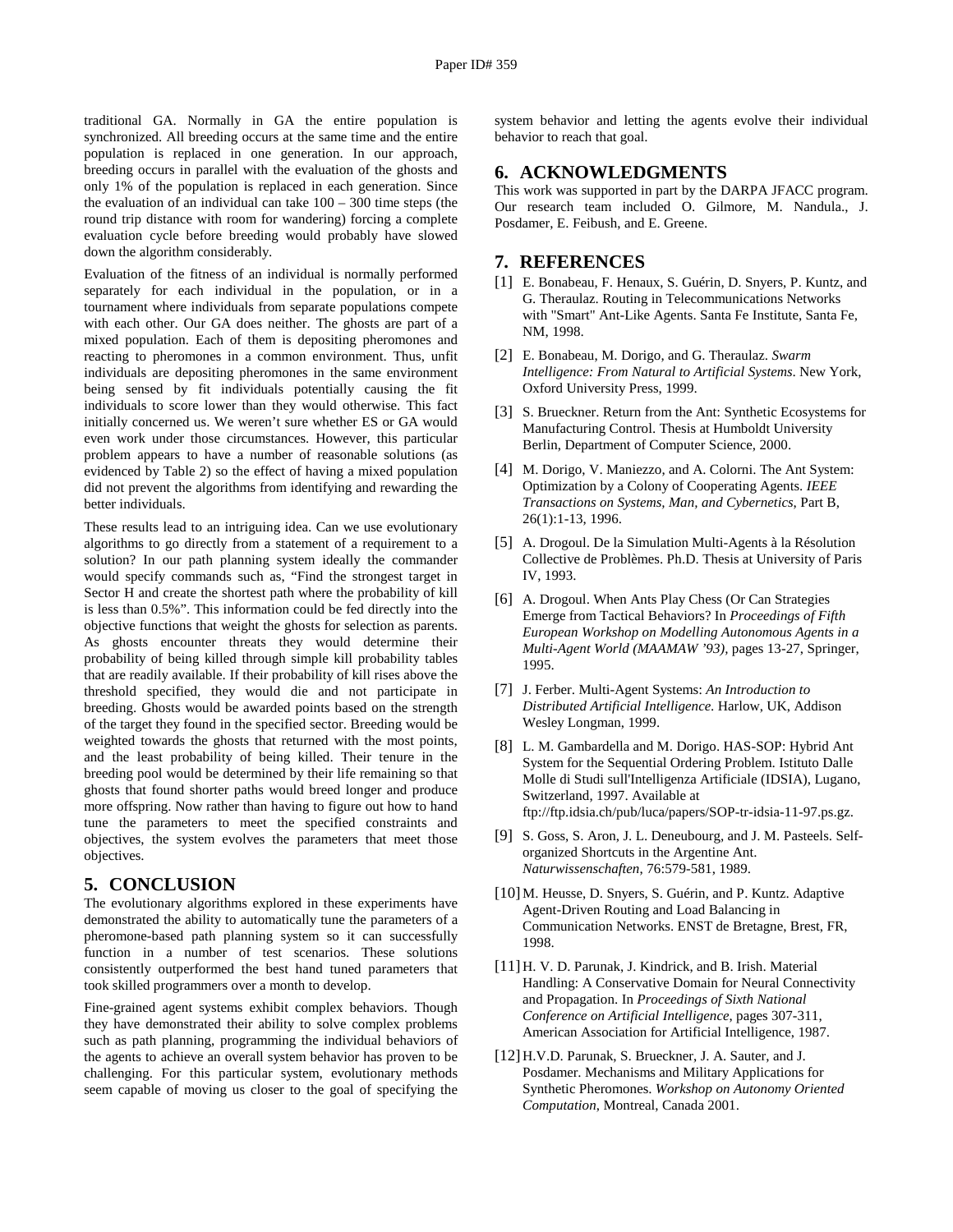traditional GA. Normally in GA the entire population is synchronized. All breeding occurs at the same time and the entire population is replaced in one generation. In our approach, breeding occurs in parallel with the evaluation of the ghosts and only 1% of the population is replaced in each generation. Since the evaluation of an individual can take 100 – 300 time steps (the round trip distance with room for wandering) forcing a complete evaluation cycle before breeding would probably have slowed down the algorithm considerably.

Evaluation of the fitness of an individual is normally performed separately for each individual in the population, or in a tournament where individuals from separate populations compete with each other. Our GA does neither. The ghosts are part of a mixed population. Each of them is depositing pheromones and reacting to pheromones in a common environment. Thus, unfit individuals are depositing pheromones in the same environment being sensed by fit individuals potentially causing the fit individuals to score lower than they would otherwise. This fact initially concerned us. We weren't sure whether ES or GA would even work under those circumstances. However, this particular problem appears to have a number of reasonable solutions (as evidenced by Table 2) so the effect of having a mixed population did not prevent the algorithms from identifying and rewarding the better individuals.

These results lead to an intriguing idea. Can we use evolutionary algorithms to go directly from a statement of a requirement to a solution? In our path planning system ideally the commander would specify commands such as, "Find the strongest target in Sector H and create the shortest path where the probability of kill is less than 0.5%". This information could be fed directly into the objective functions that weight the ghosts for selection as parents. As ghosts encounter threats they would determine their probability of being killed through simple kill probability tables that are readily available. If their probability of kill rises above the threshold specified, they would die and not participate in breeding. Ghosts would be awarded points based on the strength of the target they found in the specified sector. Breeding would be weighted towards the ghosts that returned with the most points, and the least probability of being killed. Their tenure in the breeding pool would be determined by their life remaining so that ghosts that found shorter paths would breed longer and produce more offspring. Now rather than having to figure out how to hand tune the parameters to meet the specified constraints and objectives, the system evolves the parameters that meet those objectives.

## 5. CONCLUSION

The evolutionary algorithms explored in these experiments have demonstrated the ability to automatically tune the parameters of a pheromone-based path planning system so it can successfully function in a number of test scenarios. These solutions consistently outperformed the best hand tuned parameters that took skilled programmers over a month to develop.

Fine-grained agent systems exhibit complex behaviors. Though they have demonstrated their ability to solve complex problems such as path planning, programming the individual behaviors of the agents to achieve an overall system behavior has proven to be challenging. For this particular system, evolutionary methods seem capable of moving us closer to the goal of specifying the system behavior and letting the agents evolve their individual behavior to reach that goal.

## 6. ACKNOWLEDGMENTS

This work was supported in part by the DARPA JFACC program. Our research team included O. Gilmore, M. Nandula., J. Posdamer, E. Feibush, and E. Greene.

## 7. REFERENCES

[1] E. Bonabeau, F. Henaux, S. Guérin, D. Snyers, P. Kuntz, and G. Theraulaz. Routing in Telecommunications Networks with "Smart" Ant-Like Agents. Santa Fe Institute, Santa Fe, NM, 1998.

[2] E. Bonabeau, M. Dorigo, and G. Theraulaz. *Swarm Intelligence: From Natural to Artificial Systems*. New York, Oxford University Press, 1999.

[3] S. Brueckner. Return from the Ant: Synthetic Ecosystems for Manufacturing Control. Thesis at Humboldt University Berlin, Department of Computer Science, 2000.

[4] M. Dorigo, V. Maniezzo, and A. Colorni. The Ant System: Optimization by a Colony of Cooperating Agents. *IEEE Transactions on Systems, Man, and Cybernetics*, Part B, 26(1):1-13, 1996.

[5] A. Drogoul. De la Simulation Multi-Agents à la Résolution Collective de Problèmes. Ph.D. Thesis at University of Paris IV, 1993.

[6] A. Drogoul. When Ants Play Chess (Or Can Strategies Emerge from Tactical Behaviors? In *Proceedings of Fifth European Workshop on Modelling Autonomous Agents in a Multi-Agent World (MAAMAW '93)*, pages 13-27, Springer, 1995.

[7] J. Ferber. Multi-Agent Systems: *An Introduction to Distributed Artificial Intelligence.* Harlow, UK, Addison Wesley Longman, 1999.

[8] L. M. Gambardella and M. Dorigo. HAS-SOP: Hybrid Ant System for the Sequential Ordering Problem. Istituto Dalle Molle di Studi sull'Intelligenza Artificiale (IDSIA), Lugano, Switzerland, 1997. Available at ftp://ftp.idsia.ch/pub/luca/papers/SOP-tr-idsia-11-97.ps.gz.

[9] S. Goss, S. Aron, J. L. Deneubourg, and J. M. Pasteels. Self-organized Shortcuts in the Argentine Ant. *Naturwissenschaften*, 76:579-581, 1989.

[10] M. Heusse, D. Snyers, S. Guérin, and P. Kuntz. Adaptive Agent-Driven Routing and Load Balancing in Communication Networks. ENST de Bretagne, Brest, FR, 1998.

[11] H. V. D. Parunak, J. Kindrick, and B. Irish. Material Handling: A Conservative Domain for Neural Connectivity and Propagation. In *Proceedings of Sixth National Conference on Artificial Intelligence*, pages 307-311, American Association for Artificial Intelligence, 1987.

[12] H.V.D. Parunak, S. Brueckner, J. A. Sauter, and J. Posdamer. Mechanisms and Military Applications for Synthetic Pheromones. *Workshop on Autonomy Oriented Computation*, Montreal, Canada 2001.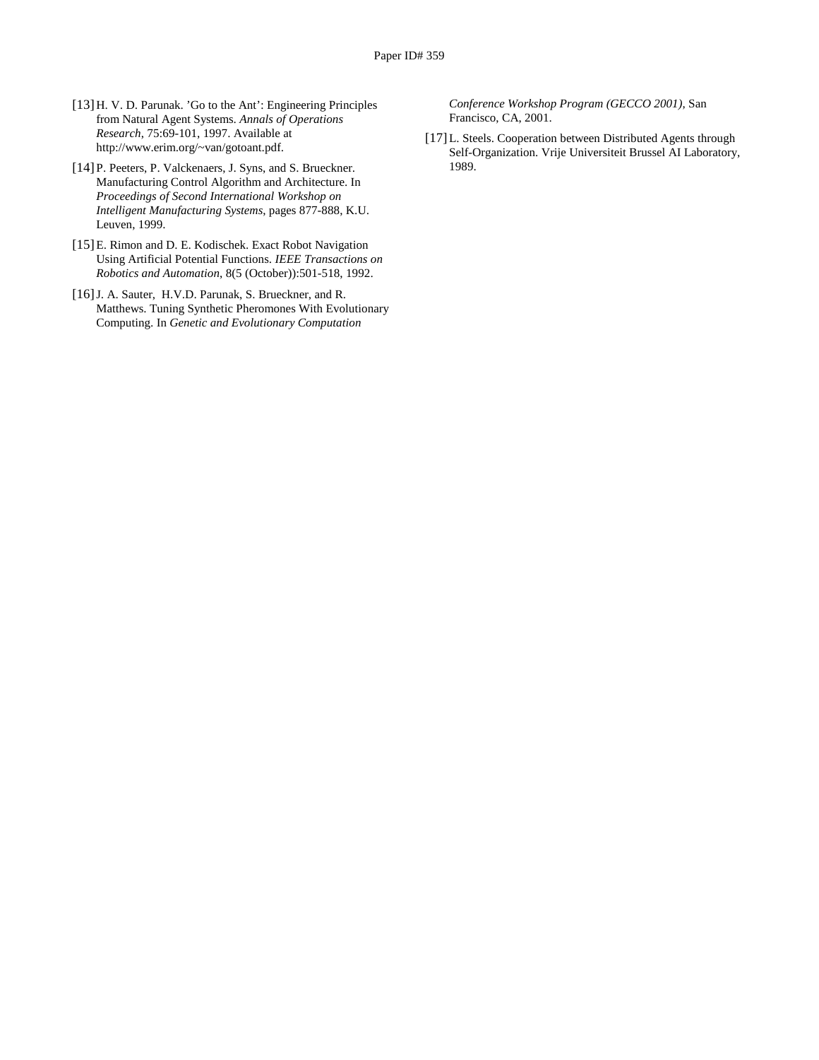[13] H. V. D. Parunak. 'Go to the Ant': Engineering Principles from Natural Agent Systems. *Annals of Operations Research*, 75:69-101, 1997. Available at http://www.erim.org/~van/gotoant.pdf.

[14] P. Peeters, P. Valckenaers, J. Syns, and S. Brueckner. Manufacturing Control Algorithm and Architecture. In *Proceedings of Second International Workshop on Intelligent Manufacturing Systems*, pages 877-888, K.U. Leuven, 1999.

[15] E. Rimon and D. E. Kodischek. Exact Robot Navigation Using Artificial Potential Functions. *IEEE Transactions on Robotics and Automation*, 8(5 (October)):501-518, 1992.

[16] J. A. Sauter, H.V.D. Parunak, S. Brueckner, and R. Matthews. Tuning Synthetic Pheromones With Evolutionary Computing. In *Genetic and Evolutionary Computation Conference Workshop Program (GECCO 2001)*, San Francisco, CA, 2001.

[17] L. Steels. Cooperation between Distributed Agents through Self-Organization. Vrije Universiteit Brussel AI Laboratory, 1989.